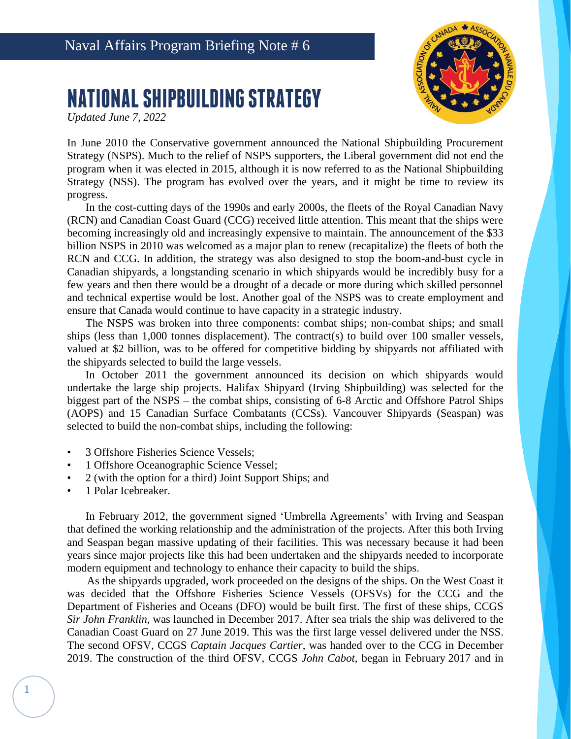Naval Affairs Program Briefing Note # 6

# NATIONAL SHIPBUILDING STRATEGY

*Updated June 7, 2022*

In June 2010 the Conservative government announced the National Shipbuilding Procurement Strategy (NSPS). Much to the relief of NSPS supporters, the Liberal government did not end the program when it was elected in 2015, although it is now referred to as the National Shipbuilding Strategy (NSS). The program has evolved over the years, and it might be time to review its progress.

In the cost-cutting days of the 1990s and early 2000s, the fleets of the Royal Canadian Navy (RCN) and Canadian Coast Guard (CCG) received little attention. This meant that the ships were becoming increasingly old and increasingly expensive to maintain. The announcement of the $33 billion NSPS in 2010 was welcomed as a major plan to renew (recapitalize) the fleets of both the RCN and CCG. In addition, the strategy was also designed to stop the boom-and-bust cycle in Canadian shipyards, a longstanding scenario in which shipyards would be incredibly busy for a few years and then there would be a drought of a decade or more during which skilled personnel and technical expertise would be lost. Another goal of the NSPS was to create employment and ensure that Canada would continue to have capacity in a strategic industry.

The NSPS was broken into three components: combat ships; non-combat ships; and small ships (less than 1,000 tonnes displacement). The contract(s) to build over 100 smaller vessels, valued at $2 billion, was to be offered for competitive bidding by shipyards not affiliated with the shipyards selected to build the large vessels.

In October 2011 the government announced its decision on which shipyards would undertake the large ship projects. Halifax Shipyard (Irving Shipbuilding) was selected for the biggest part of the NSPS – the combat ships, consisting of 6-8 Arctic and Offshore Patrol Ships (AOPS) and 15 Canadian Surface Combatants (CCSs). Vancouver Shipyards (Seaspan) was selected to build the non-combat ships, including the following:

- 3 Offshore Fisheries Science Vessels;
- 1 Offshore Oceanographic Science Vessel;
- 2 (with the option for a third) Joint Support Ships; and
- 1 Polar Icebreaker.

In February 2012, the government signed 'Umbrella Agreements' with Irving and Seaspan that defined the working relationship and the administration of the projects. After this both Irving and Seaspan began massive updating of their facilities. This was necessary because it had been years since major projects like this had been undertaken and the shipyards needed to incorporate modern equipment and technology to enhance their capacity to build the ships.

As the shipyards upgraded, work proceeded on the designs of the ships. On the West Coast it was decided that the Offshore Fisheries Science Vessels (OFSVs) for the CCG and the Department of Fisheries and Oceans (DFO) would be built first. The first of these ships, CCGS *Sir John Franklin*, was launched in December 2017. After sea trials the ship was delivered to the Canadian Coast Guard on 27 June 2019. This was the first large vessel delivered under the NSS. The second OFSV, CCGS *Captain Jacques Cartier*, was handed over to the CCG in December 2019. The construction of the third OFSV, CCGS *John Cabot*, began in February 2017 and in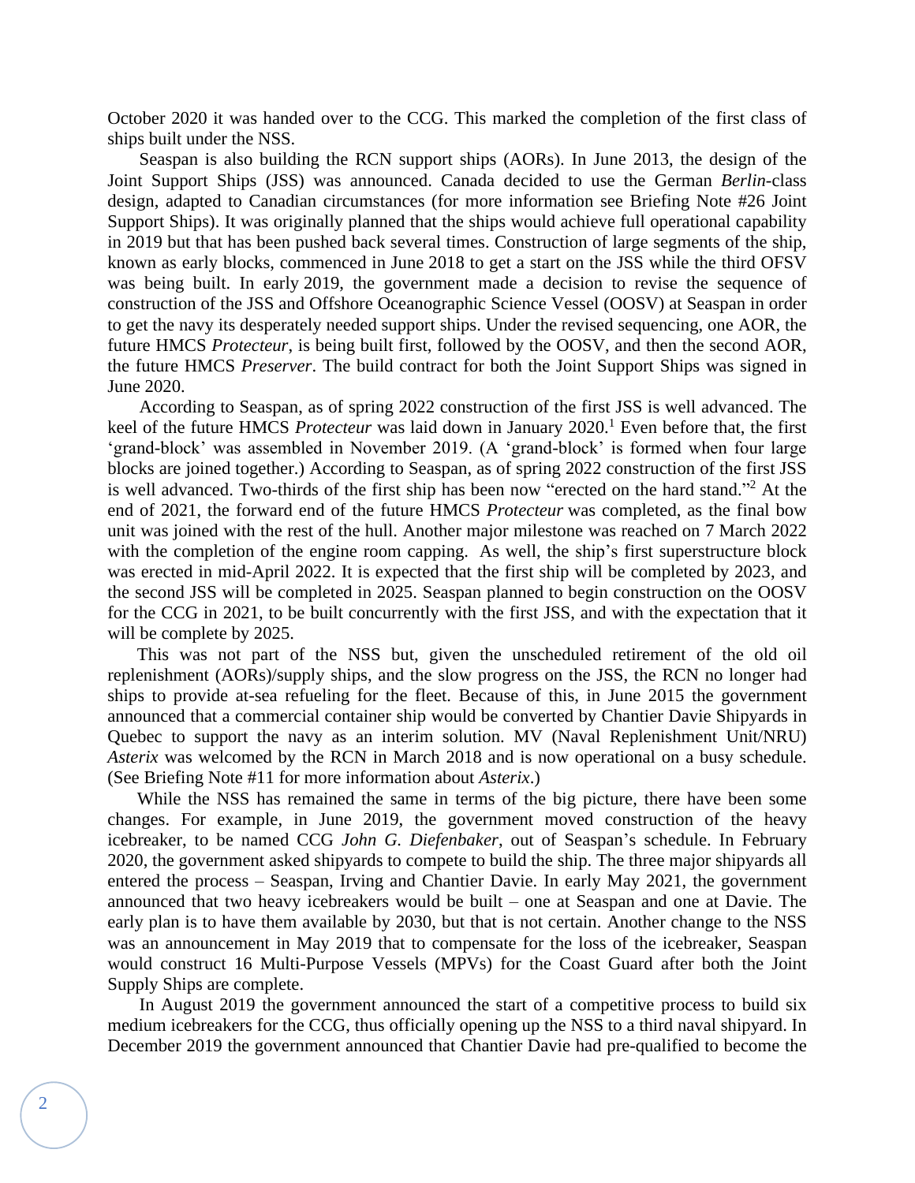October 2020 it was handed over to the CCG. This marked the completion of the first class of ships built under the NSS.

Seaspan is also building the RCN support ships (AORs). In June 2013, the design of the Joint Support Ships (JSS) was announced. Canada decided to use the German *Berlin*-class design, adapted to Canadian circumstances (for more information see Briefing Note #26 Joint Support Ships). It was originally planned that the ships would achieve full operational capability in 2019 but that has been pushed back several times. Construction of large segments of the ship, known as early blocks, commenced in June 2018 to get a start on the JSS while the third OFSV was being built. In early 2019, the government made a decision to revise the sequence of construction of the JSS and Offshore Oceanographic Science Vessel (OOSV) at Seaspan in order to get the navy its desperately needed support ships. Under the revised sequencing, one AOR, the future HMCS *Protecteur*, is being built first, followed by the OOSV, and then the second AOR, the future HMCS *Preserver*. The build contract for both the Joint Support Ships was signed in June 2020.

According to Seaspan, as of spring 2022 construction of the first JSS is well advanced. The keel of the future HMCS *Protecteur* was laid down in January 2020.[1] Even before that, the first 'grand-block' was assembled in November 2019. (A 'grand-block' is formed when four large blocks are joined together.) According to Seaspan, as of spring 2022 construction of the first JSS is well advanced. Two-thirds of the first ship has been now "erected on the hard stand."[2] At the end of 2021, the forward end of the future HMCS *Protecteur* was completed, as the final bow unit was joined with the rest of the hull. Another major milestone was reached on 7 March 2022 with the completion of the engine room capping. As well, the ship's first superstructure block was erected in mid-April 2022. It is expected that the first ship will be completed by 2023, and the second JSS will be completed in 2025. Seaspan planned to begin construction on the OOSV for the CCG in 2021, to be built concurrently with the first JSS, and with the expectation that it will be complete by 2025.

This was not part of the NSS but, given the unscheduled retirement of the old oil replenishment (AORs)/supply ships, and the slow progress on the JSS, the RCN no longer had ships to provide at-sea refueling for the fleet. Because of this, in June 2015 the government announced that a commercial container ship would be converted by Chantier Davie Shipyards in Quebec to support the navy as an interim solution. MV (Naval Replenishment Unit/NRU) *Asterix* was welcomed by the RCN in March 2018 and is now operational on a busy schedule. (See Briefing Note #11 for more information about *Asterix*.)

While the NSS has remained the same in terms of the big picture, there have been some changes. For example, in June 2019, the government moved construction of the heavy icebreaker, to be named CCG *John G. Diefenbaker*, out of Seaspan's schedule. In February 2020, the government asked shipyards to compete to build the ship. The three major shipyards all entered the process – Seaspan, Irving and Chantier Davie. In early May 2021, the government announced that two heavy icebreakers would be built – one at Seaspan and one at Davie. The early plan is to have them available by 2030, but that is not certain. Another change to the NSS was an announcement in May 2019 that to compensate for the loss of the icebreaker, Seaspan would construct 16 Multi-Purpose Vessels (MPVs) for the Coast Guard after both the Joint Supply Ships are complete.

In August 2019 the government announced the start of a competitive process to build six medium icebreakers for the CCG, thus officially opening up the NSS to a third naval shipyard. In December 2019 the government announced that Chantier Davie had pre-qualified to become the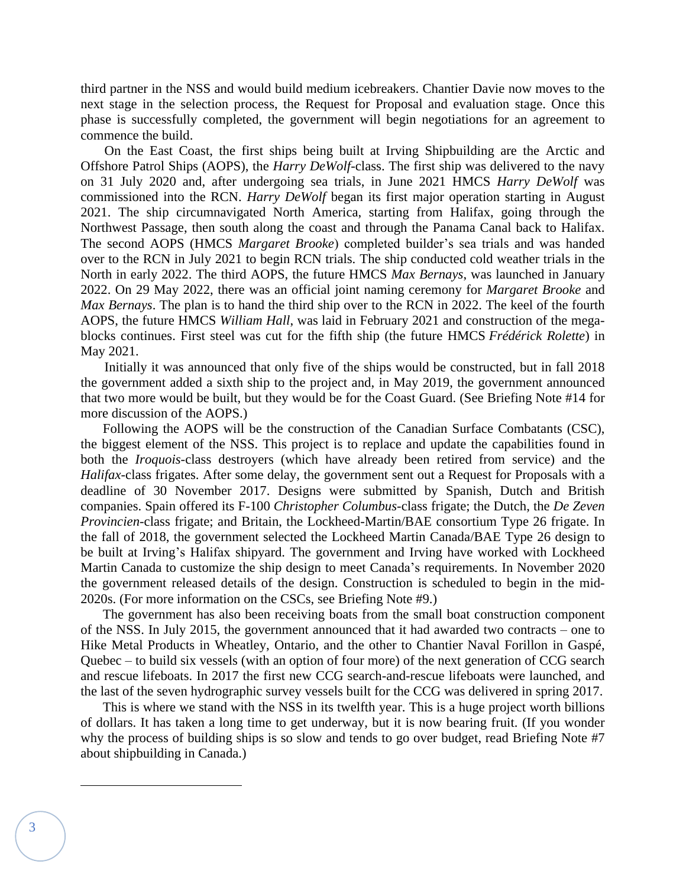third partner in the NSS and would build medium icebreakers. Chantier Davie now moves to the next stage in the selection process, the Request for Proposal and evaluation stage. Once this phase is successfully completed, the government will begin negotiations for an agreement to commence the build.

On the East Coast, the first ships being built at Irving Shipbuilding are the Arctic and Offshore Patrol Ships (AOPS), the *Harry DeWolf*-class. The first ship was delivered to the navy on 31 July 2020 and, after undergoing sea trials, in June 2021 HMCS *Harry DeWolf* was commissioned into the RCN. *Harry DeWolf* began its first major operation starting in August 2021. The ship circumnavigated North America, starting from Halifax, going through the Northwest Passage, then south along the coast and through the Panama Canal back to Halifax. The second AOPS (HMCS *Margaret Brooke*) completed builder's sea trials and was handed over to the RCN in July 2021 to begin RCN trials. The ship conducted cold weather trials in the North in early 2022. The third AOPS, the future HMCS *Max Bernays*, was launched in January 2022. On 29 May 2022, there was an official joint naming ceremony for *Margaret Brooke* and *Max Bernays*. The plan is to hand the third ship over to the RCN in 2022. The keel of the fourth AOPS, the future HMCS *William Hall*, was laid in February 2021 and construction of the mega-blocks continues. First steel was cut for the fifth ship (the future HMCS *Frédérick Rolette*) in May 2021.

Initially it was announced that only five of the ships would be constructed, but in fall 2018 the government added a sixth ship to the project and, in May 2019, the government announced that two more would be built, but they would be for the Coast Guard. (See Briefing Note #14 for more discussion of the AOPS.)

Following the AOPS will be the construction of the Canadian Surface Combatants (CSC), the biggest element of the NSS. This project is to replace and update the capabilities found in both the *Iroquois*-class destroyers (which have already been retired from service) and the *Halifax*-class frigates. After some delay, the government sent out a Request for Proposals with a deadline of 30 November 2017. Designs were submitted by Spanish, Dutch and British companies. Spain offered its F-100 *Christopher Columbus*-class frigate; the Dutch, the *De Zeven Provincien*-class frigate; and Britain, the Lockheed-Martin/BAE consortium Type 26 frigate. In the fall of 2018, the government selected the Lockheed Martin Canada/BAE Type 26 design to be built at Irving's Halifax shipyard. The government and Irving have worked with Lockheed Martin Canada to customize the ship design to meet Canada's requirements. In November 2020 the government released details of the design. Construction is scheduled to begin in the mid-2020s. (For more information on the CSCs, see Briefing Note #9.)

The government has also been receiving boats from the small boat construction component of the NSS. In July 2015, the government announced that it had awarded two contracts – one to Hike Metal Products in Wheatley, Ontario, and the other to Chantier Naval Forillon in Gaspé, Quebec – to build six vessels (with an option of four more) of the next generation of CCG search and rescue lifeboats. In 2017 the first new CCG search-and-rescue lifeboats were launched, and the last of the seven hydrographic survey vessels built for the CCG was delivered in spring 2017.

This is where we stand with the NSS in its twelfth year. This is a huge project worth billions of dollars. It has taken a long time to get underway, but it is now bearing fruit. (If you wonder why the process of building ships is so slow and tends to go over budget, read Briefing Note #7 about shipbuilding in Canada.)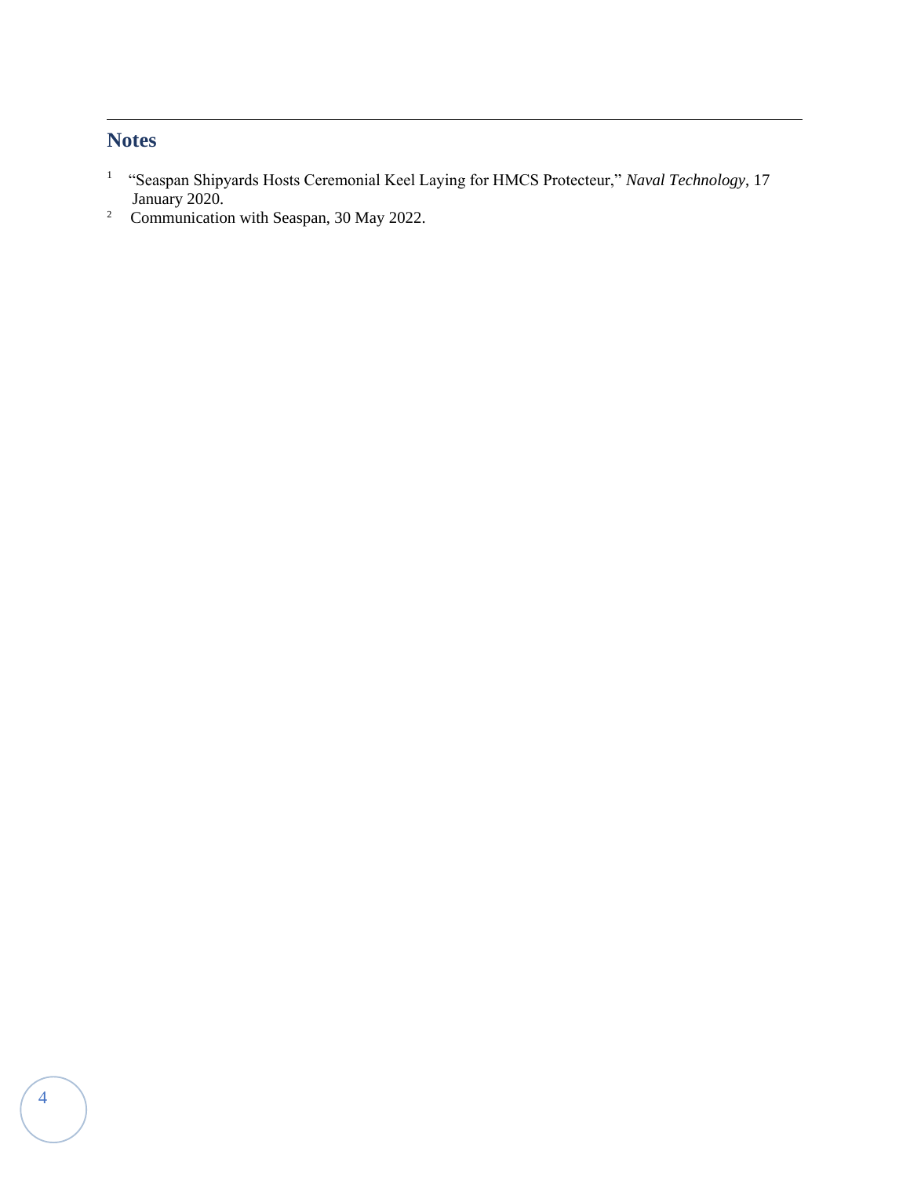## Notes

1. "Seaspan Shipyards Hosts Ceremonial Keel Laying for HMCS Protecteur," *Naval Technology*, 17 January 2020.
2. Communication with Seaspan, 30 May 2022.